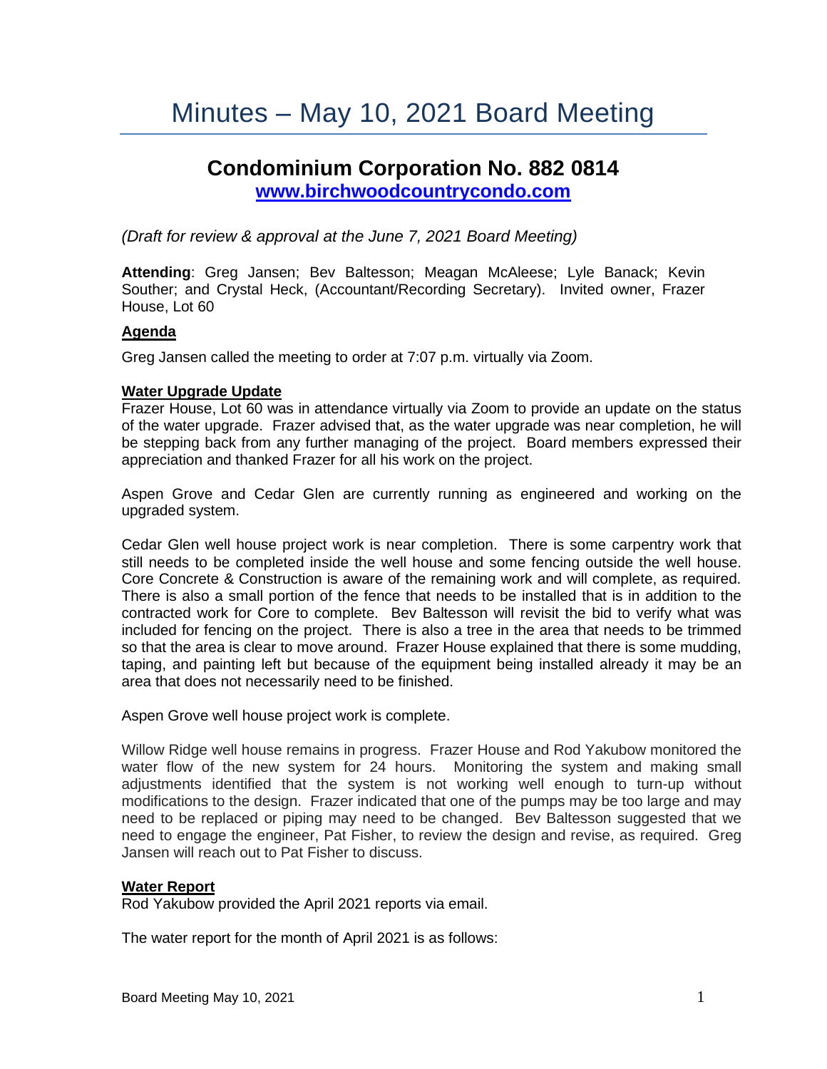# Minutes – May 10, 2021 Board Meeting

## Condominium Corporation No. 882 0814

**[www.birchwoodcountrycondo.com](http://www.birchwoodcountrycondo.com)**

*(Draft for review & approval at the June 7, 2021 Board Meeting)*

**Attending**: Greg Jansen; Bev Baltesson; Meagan McAleese; Lyle Banack; Kevin Souther; and Crystal Heck, (Accountant/Recording Secretary). Invited owner, Frazer House, Lot 60

**Agenda**

Greg Jansen called the meeting to order at 7:07 p.m. virtually via Zoom.

**Water Upgrade Update**

Frazer House, Lot 60 was in attendance virtually via Zoom to provide an update on the status of the water upgrade. Frazer advised that, as the water upgrade was near completion, he will be stepping back from any further managing of the project. Board members expressed their appreciation and thanked Frazer for all his work on the project.

Aspen Grove and Cedar Glen are currently running as engineered and working on the upgraded system.

Cedar Glen well house project work is near completion. There is some carpentry work that still needs to be completed inside the well house and some fencing outside the well house. Core Concrete & Construction is aware of the remaining work and will complete, as required. There is also a small portion of the fence that needs to be installed that is in addition to the contracted work for Core to complete. Bev Baltesson will revisit the bid to verify what was included for fencing on the project. There is also a tree in the area that needs to be trimmed so that the area is clear to move around. Frazer House explained that there is some mudding, taping, and painting left but because of the equipment being installed already it may be an area that does not necessarily need to be finished.

Aspen Grove well house project work is complete.

Willow Ridge well house remains in progress. Frazer House and Rod Yakubow monitored the water flow of the new system for 24 hours. Monitoring the system and making small adjustments identified that the system is not working well enough to turn-up without modifications to the design. Frazer indicated that one of the pumps may be too large and may need to be replaced or piping may need to be changed. Bev Baltesson suggested that we need to engage the engineer, Pat Fisher, to review the design and revise, as required. Greg Jansen will reach out to Pat Fisher to discuss.

**Water Report**

Rod Yakubow provided the April 2021 reports via email.

The water report for the month of April 2021 is as follows: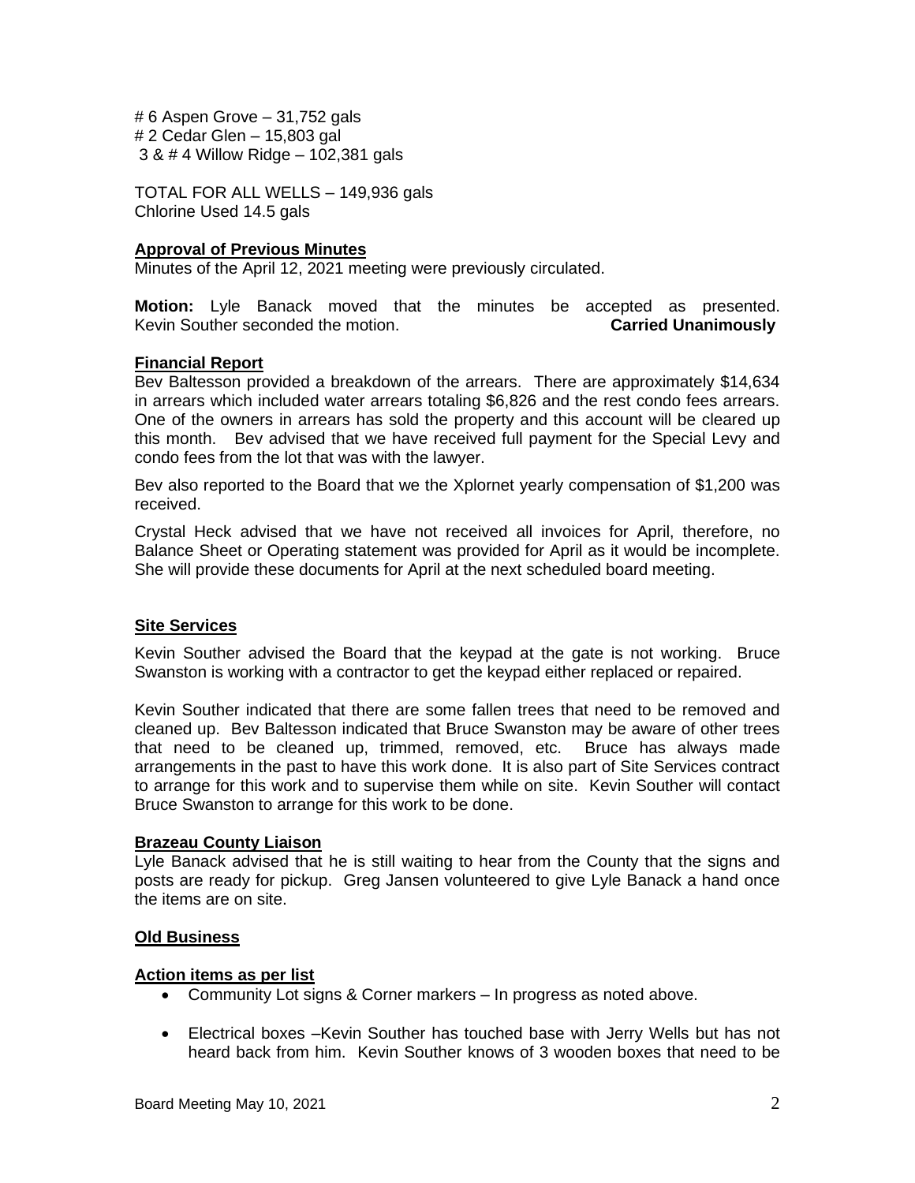# 6 Aspen Grove – 31,752 gals
# 2 Cedar Glen – 15,803 gal
3 & # 4 Willow Ridge – 102,381 gals

TOTAL FOR ALL WELLS – 149,936 gals
Chlorine Used 14.5 gals

**Approval of Previous Minutes**

Minutes of the April 12, 2021 meeting were previously circulated.

**Motion:** Lyle Banack moved that the minutes be accepted as presented. Kevin Souther seconded the motion. **Carried Unanimously**

**Financial Report**

Bev Baltesson provided a breakdown of the arrears. There are approximately $14,634 in arrears which included water arrears totaling $6,826 and the rest condo fees arrears. One of the owners in arrears has sold the property and this account will be cleared up this month. Bev advised that we have received full payment for the Special Levy and condo fees from the lot that was with the lawyer.

Bev also reported to the Board that we the Xplornet yearly compensation of $1,200 was received.

Crystal Heck advised that we have not received all invoices for April, therefore, no Balance Sheet or Operating statement was provided for April as it would be incomplete. She will provide these documents for April at the next scheduled board meeting.

**Site Services**

Kevin Souther advised the Board that the keypad at the gate is not working. Bruce Swanston is working with a contractor to get the keypad either replaced or repaired.

Kevin Souther indicated that there are some fallen trees that need to be removed and cleaned up. Bev Baltesson indicated that Bruce Swanston may be aware of other trees that need to be cleaned up, trimmed, removed, etc. Bruce has always made arrangements in the past to have this work done. It is also part of Site Services contract to arrange for this work and to supervise them while on site. Kevin Souther will contact Bruce Swanston to arrange for this work to be done.

**Brazeau County Liaison**

Lyle Banack advised that he is still waiting to hear from the County that the signs and posts are ready for pickup. Greg Jansen volunteered to give Lyle Banack a hand once the items are on site.

**Old Business**

**Action items as per list**

- Community Lot signs & Corner markers – In progress as noted above.
- Electrical boxes –Kevin Souther has touched base with Jerry Wells but has not heard back from him. Kevin Souther knows of 3 wooden boxes that need to be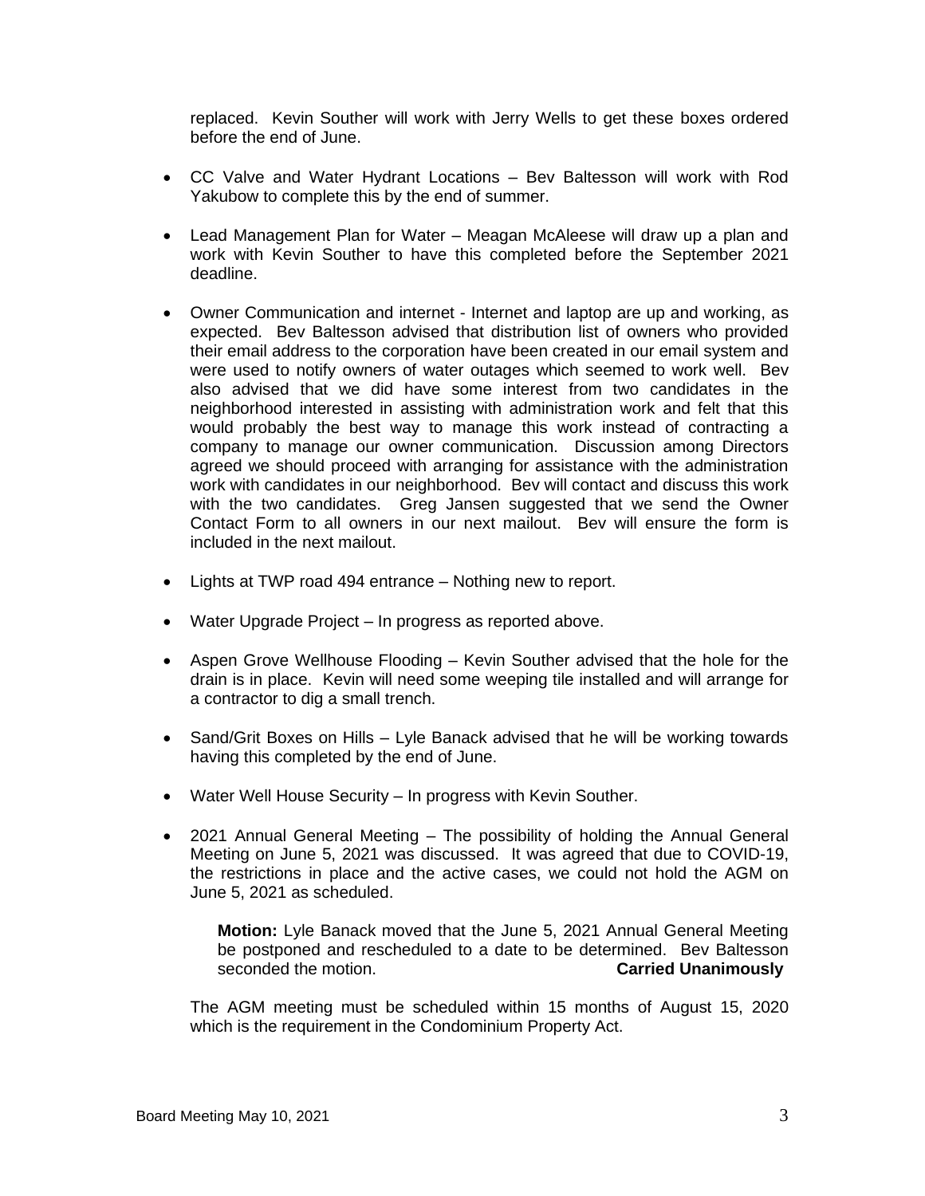replaced. Kevin Souther will work with Jerry Wells to get these boxes ordered before the end of June.

- CC Valve and Water Hydrant Locations – Bev Baltesson will work with Rod Yakubow to complete this by the end of summer.

- Lead Management Plan for Water – Meagan McAleese will draw up a plan and work with Kevin Souther to have this completed before the September 2021 deadline.

- Owner Communication and internet - Internet and laptop are up and working, as expected. Bev Baltesson advised that distribution list of owners who provided their email address to the corporation have been created in our email system and were used to notify owners of water outages which seemed to work well. Bev also advised that we did have some interest from two candidates in the neighborhood interested in assisting with administration work and felt that this would probably the best way to manage this work instead of contracting a company to manage our owner communication. Discussion among Directors agreed we should proceed with arranging for assistance with the administration work with candidates in our neighborhood. Bev will contact and discuss this work with the two candidates. Greg Jansen suggested that we send the Owner Contact Form to all owners in our next mailout. Bev will ensure the form is included in the next mailout.

- Lights at TWP road 494 entrance – Nothing new to report.

- Water Upgrade Project – In progress as reported above.

- Aspen Grove Wellhouse Flooding – Kevin Souther advised that the hole for the drain is in place. Kevin will need some weeping tile installed and will arrange for a contractor to dig a small trench.

- Sand/Grit Boxes on Hills – Lyle Banack advised that he will be working towards having this completed by the end of June.

- Water Well House Security – In progress with Kevin Souther.

- 2021 Annual General Meeting – The possibility of holding the Annual General Meeting on June 5, 2021 was discussed. It was agreed that due to COVID-19, the restrictions in place and the active cases, we could not hold the AGM on June 5, 2021 as scheduled.

  **Motion:** Lyle Banack moved that the June 5, 2021 Annual General Meeting be postponed and rescheduled to a date to be determined. Bev Baltesson seconded the motion. **Carried Unanimously**

  The AGM meeting must be scheduled within 15 months of August 15, 2020 which is the requirement in the Condominium Property Act.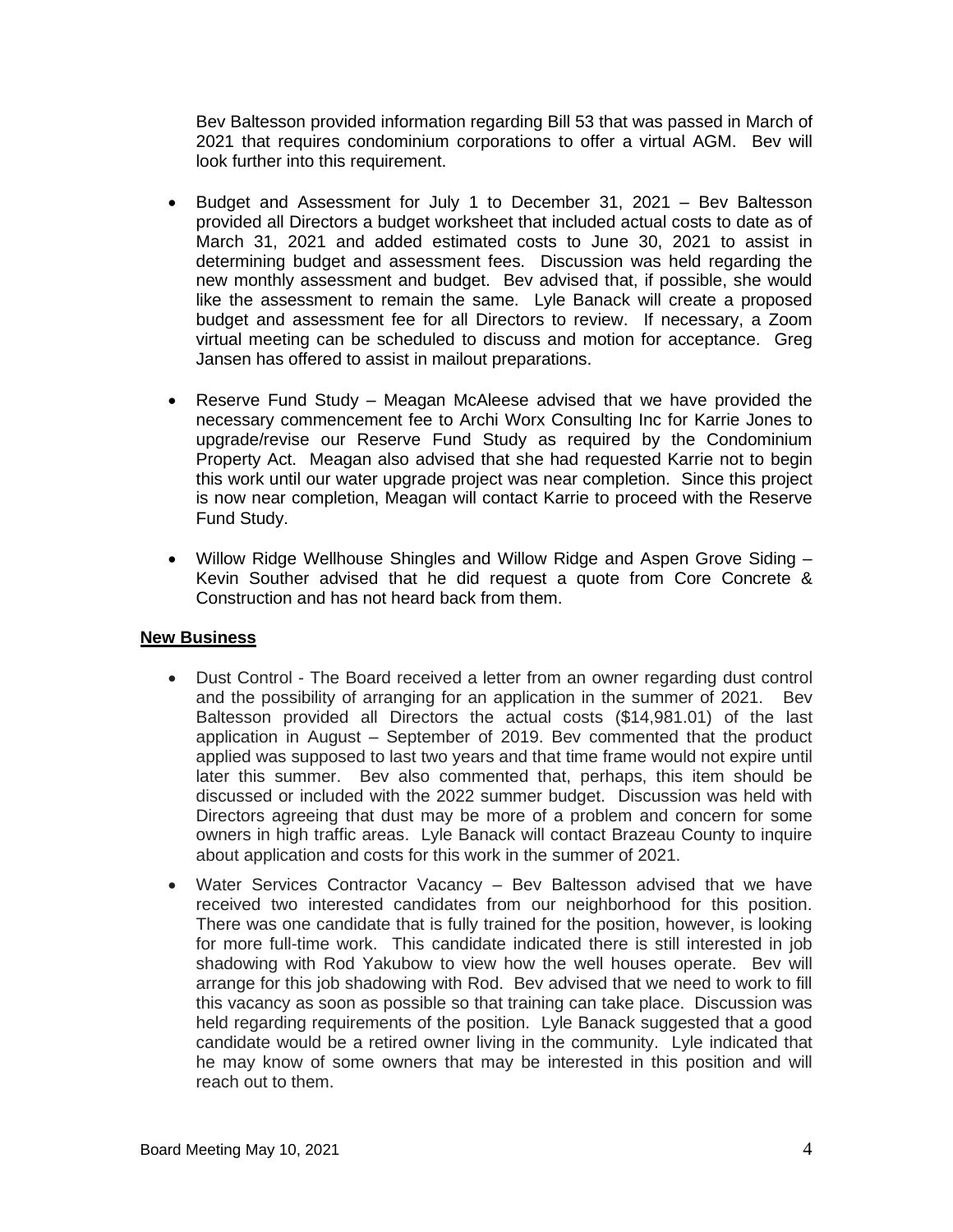Bev Baltesson provided information regarding Bill 53 that was passed in March of 2021 that requires condominium corporations to offer a virtual AGM. Bev will look further into this requirement.

- Budget and Assessment for July 1 to December 31, 2021 – Bev Baltesson provided all Directors a budget worksheet that included actual costs to date as of March 31, 2021 and added estimated costs to June 30, 2021 to assist in determining budget and assessment fees. Discussion was held regarding the new monthly assessment and budget. Bev advised that, if possible, she would like the assessment to remain the same. Lyle Banack will create a proposed budget and assessment fee for all Directors to review. If necessary, a Zoom virtual meeting can be scheduled to discuss and motion for acceptance. Greg Jansen has offered to assist in mailout preparations.

- Reserve Fund Study – Meagan McAleese advised that we have provided the necessary commencement fee to Archi Worx Consulting Inc for Karrie Jones to upgrade/revise our Reserve Fund Study as required by the Condominium Property Act. Meagan also advised that she had requested Karrie not to begin this work until our water upgrade project was near completion. Since this project is now near completion, Meagan will contact Karrie to proceed with the Reserve Fund Study.

- Willow Ridge Wellhouse Shingles and Willow Ridge and Aspen Grove Siding – Kevin Souther advised that he did request a quote from Core Concrete & Construction and has not heard back from them.

**New Business**

- Dust Control - The Board received a letter from an owner regarding dust control and the possibility of arranging for an application in the summer of 2021. Bev Baltesson provided all Directors the actual costs ($14,981.01) of the last application in August – September of 2019. Bev commented that the product applied was supposed to last two years and that time frame would not expire until later this summer. Bev also commented that, perhaps, this item should be discussed or included with the 2022 summer budget. Discussion was held with Directors agreeing that dust may be more of a problem and concern for some owners in high traffic areas. Lyle Banack will contact Brazeau County to inquire about application and costs for this work in the summer of 2021.

- Water Services Contractor Vacancy – Bev Baltesson advised that we have received two interested candidates from our neighborhood for this position. There was one candidate that is fully trained for the position, however, is looking for more full-time work. This candidate indicated there is still interested in job shadowing with Rod Yakubow to view how the well houses operate. Bev will arrange for this job shadowing with Rod. Bev advised that we need to work to fill this vacancy as soon as possible so that training can take place. Discussion was held regarding requirements of the position. Lyle Banack suggested that a good candidate would be a retired owner living in the community. Lyle indicated that he may know of some owners that may be interested in this position and will reach out to them.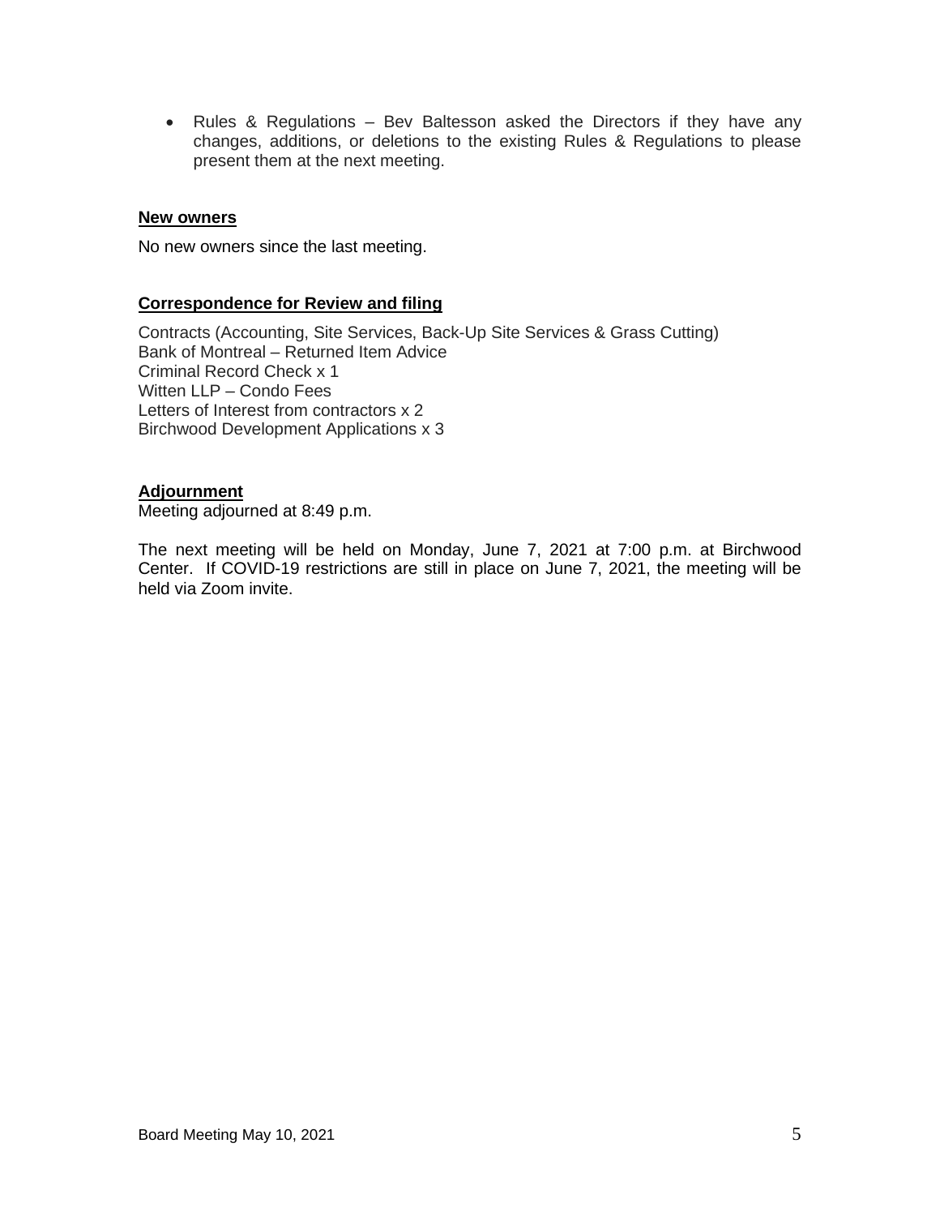- Rules & Regulations – Bev Baltesson asked the Directors if they have any changes, additions, or deletions to the existing Rules & Regulations to please present them at the next meeting.

**New owners**

No new owners since the last meeting.

**Correspondence for Review and filing**

Contracts (Accounting, Site Services, Back-Up Site Services & Grass Cutting)
Bank of Montreal – Returned Item Advice
Criminal Record Check x 1
Witten LLP – Condo Fees
Letters of Interest from contractors x 2
Birchwood Development Applications x 3

**Adjournment**

Meeting adjourned at 8:49 p.m.

The next meeting will be held on Monday, June 7, 2021 at 7:00 p.m. at Birchwood Center. If COVID-19 restrictions are still in place on June 7, 2021, the meeting will be held via Zoom invite.